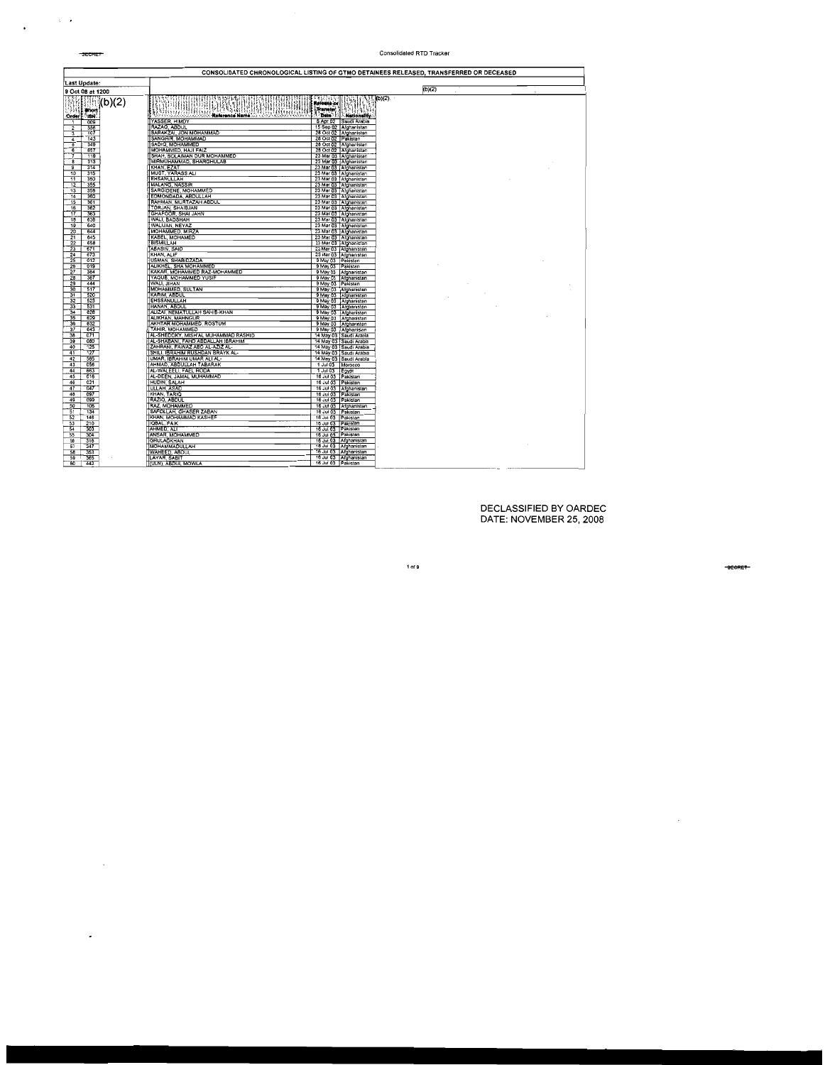SECRET

Consolidated RTD Tracker

## CONSOLIDATED CHRONOLOGICAL LISTING OF GTMO DETAINEES RELEASED, TRANSFERRED OR DECEASED

Last Update:

9 Oct 08 at 1200

(b)(2)

| Order | Short ISN | (b)(2) | Reference Name | Release or Transfer Date | Nationality | (b)(2) |
|---|---|---|---|---|---|---|
| 1 | 009 | | YASSER, HIMDY | 5 Apr 02 | Saudi Arabia | |
| 2 | 356 | | RAZAQ, ABDUL | 15 Sep 02 | Afghanistan | |
| 3 | 107 | | BARAKZAI, JON MOHAMMAD | 28 Oct 02 | Afghanistan | |
| 4 | 143 | | SANGHIR, MOHAMMAD | 28 Oct 02 | Pakistan | |
| 5 | 349 | | SADIQ, MOHAMMED | 28 Oct 02 | Afghanistan | |
| 6 | 657 | | MOHAMMED, HAJI FAIZ | 28 Oct 02 | Afghanistan | |
| 7 | 118 | | SHAH, SOLAIMAN DUR MOHAMMED | 23 Mar 03 | Afghanistan | |
| 8 | 313 | | MIRMUHAMMAD, SHARGHULAB | 23 Mar 03 | Afghanistan | |
| 9 | 314 | | KHAN, EZAT | 23 Mar 03 | Afghanistan | |
| 10 | 315 | | MUST, YARASS ALI | 23 Mar 03 | Afghanistan | |
| 11 | 350 | | EHSANULLAH | 23 Mar 03 | Afghanistan | |
| 12 | 355 | | MALANG, NASSIR | 23 Mar 03 | Afghanistan | |
| 13 | 358 | | SARGIDENE, MOHAMMED | 23 Mar 03 | Afghanistan | |
| 14 | 360 | | EDMONDADA, ABDULLAH | 23 Mar 03 | Afghanistan | |
| 15 | 361 | | RAHMAN, MURTAZAH ABDUL | 23 Mar 03 | Afghanistan | |
| 16 | 362 | | TORJAN, SHAIBJAN | 23 Mar 03 | Afghanistan | |
| 17 | 363 | | GHAFOOR, SHAI JAHN | 23 Mar 03 | Afghanistan | |
| 18 | 638 | | WALI, BADSHAH | 23 Mar 03 | Afghanistan | |
| 19 | 640 | | WALIJAN, NEYAZ | 23 Mar 03 | Afghanistan | |
| 20 | 644 | | MOHAMMED, MIRZA | 23 Mar 03 | Afghanistan | |
| 21 | 645 | | KABEL, MOHAMED | 23 Mar 03 | Afghanistan | |
| 22 | 658 | | BISMILLAH | 23 Mar 03 | Afghanistan | |
| 23 | 671 | | ABASIN, SAID | 23 Mar 03 | Afghanistan | |
| 24 | 673 | | KHAN, ALIF | 23 Mar 03 | Afghanistan | |
| 25 | 012 | | USMAN, SHABIDZADA | 9 May 03 | Pakistan | |
| 26 | 019 | | ALIKHEL, SHA MOHAMMED | 9 May 03 | Pakistan | |
| 27 | 364 | | KAKAR, MOHAMMED RAZ-MOHAMMED | 9 May 03 | Afghanistan | |
| 28 | 367 | | YAQUB, MOHAMMED YUSIF | 9 May 03 | Afghanistan | |
| 29 | 444 | | WALI, JIHAN | 9 May 03 | Pakistan | |
| 30 | 517 | | MOHAMMED, SULTAN | 9 May 03 | Afghanistan | |
| 31 | 520 | | KARIM, ABDUL | 9 May 03 | Afghanistan | |
| 32 | 523 | | EHSSANULLAH | 9 May 03 | Afghanistan | |
| 33 | 531 | | HANAN, ABDUL | 9 May 03 | Afghanistan | |
| 34 | 628 | | ALIZAI, NEMATULLAH SAHIB-KHAN | 9 May 03 | Afghanistan | |
| 35 | 629 | | ALIKHAN, MAHNGUR | 9 May 03 | Afghanistan | |
| 36 | 632 | | AKHTAR MOHAMMED, ROSTUM | 9 May 03 | Afghanistan | |
| 37 | 643 | | TAHIR, MOHAMMED | 9 May 03 | Afghanistan | |
| 38 | 071 | | AL-SHEDOKY, MISH'AL MUHAMMAD RASHID | 14 May 03 | Saudi Arabia | |
| 39 | 080 | | AL-SHABANI, FAHD ABDALLAH IBRAHIM | 14 May 03 | Saudi Arabia | |
| 40 | 125 | | ZAHRANI, FAWAZ ABD AL-AZIZ AL- | 14 May 03 | Saudi Arabia | |
| 41 | 127 | | SHILI, IBRAHIM RUSHDAN BRAYK AL- | 14 May 03 | Saudi Arabia | |
| 42 | 365 | | UMAR, IBRAHIM UMAR ALI AL- | 14 May 03 | Saudi Arabia | |
| 43 | 056 | | AHMAD, ABDULLAH TABARAK | 1 Jul 03 | Morocco | |
| 44 | 663 | | AL-WALEELI, FAEL RODA | 1 Jul 03 | Egypt | |
| 45 | 016 | | AL-DEEN, JAMAL MUHAMMAD | 18 Jul 03 | Pakistan | |
| 46 | 021 | | HUDIN, SALAH | 18 Jul 03 | Pakistan | |
| 47 | 047 | | ULLAH, ASAD | 18 Jul 03 | Afghanistan | |
| 48 | 097 | | KHAN, TARIQ | 18 Jul 03 | Pakistan | |
| 49 | 099 | | RAZIQ, ABDUL | 18 Jul 03 | Pakistan | |
| 50 | 105 | | RAZ, MOHAMMED | 18 Jul 03 | Afghanistan | |
| 51 | 134 | | SAFOLLAH, GHASER ZABAN | 18 Jul 03 | Pakistan | |
| 52 | 146 | | KHAN, MOHAMMAD KASHEF | 18 Jul 03 | Pakistan | |
| 53 | 210 | | IQBAL, FAIK | 18 Jul 03 | Pakistan | |
| 54 | 303 | | AHMED, ALI | 18 Jul 03 | Pakistan | |
| 55 | 304 | | ANSAR, MOHAMMED | 18 Jul 03 | Pakistan | |
| 56 | 316 | | GHULAMKHAN | 18 Jul 03 | Afghanistan | |
| 57 | 347 | | MOHAMMADULLAH | 18 Jul 03 | Afghanistan | |
| 58 | 353 | | WAHEED, ABDUL | 18 Jul 03 | Afghanistan | |
| 59 | 365 | | LAYAR, SABIT | 18 Jul 03 | Afghanistan | |
| 60 | 442 | | (ULNY), ABDUL MOWLA | 18 Jul 03 | Pakistan | |

DECLASSIFIED BY OARDEC
DATE: NOVEMBER 25, 2008

SECRET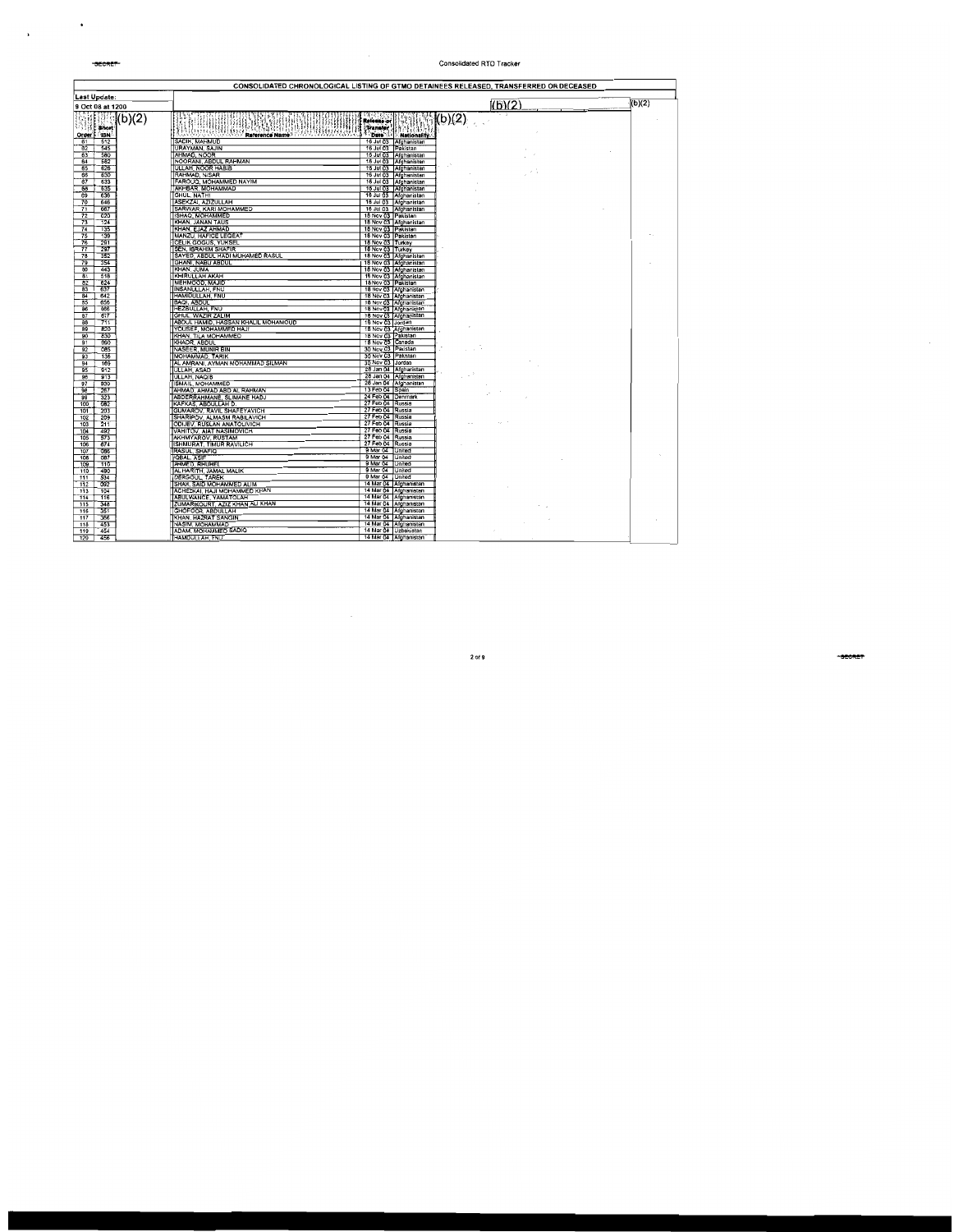SECRET

# CONSOLIDATED CHRONOLOGICAL LISTING OF GTMO DETAINEES RELEASED, TRANSFERRED OR DECEASED

Last Update:
9 Oct 08 at 1200

(b)(2) (b)(2) (b)(2) (b)(2)

| Order | Short ISN | (b)(2) | Reference Name | Release or Transfer Date | Nationality | (b)(2) |
|---|---|---|---|---|---|---|
| 61 | 512 | | SADIK, MAHMUD | 16 Jul 03 | Afghanistan | |
| 62 | 545 | | URAYMAN, SAJIN | 16 Jul 03 | Pakistan | |
| 63 | 580 | | AHMAD, NOOR | 16 Jul 03 | Afghanistan | |
| 64 | 582 | | NOORANI, ABDUL RAHMAN | 16 Jul 03 | Afghanistan | |
| 65 | 626 | | ULLAH, NOOR HABIB | 16 Jul 03 | Afghanistan | |
| 66 | 630 | | RAHMAD, NISAR | 16 Jul 03 | Afghanistan | |
| 67 | 633 | | FAROUQ, MOHAMMED NAYIM | 16 Jul 03 | Afghanistan | |
| 68 | 635 | | AKHBAR, MOHAMMAD | 16 Jul 03 | Afghanistan | |
| 69 | 636 | | GHUL, NATHI | 16 Jul 03 | Afghanistan | |
| 70 | 646 | | ASEKZAI, AZIZULLAH | 16 Jul 03 | Afghanistan | |
| 71 | 667 | | SARWAR, KARI MOHAMMED | 16 Jul 03 | Afghanistan | |
| 72 | 020 | | ISHAQ, MOHAMMED | 18 Nov 03 | Pakistan | |
| 73 | 124 | | KHAN, JANAN TAUS | 18 Nov 03 | Afghanistan | |
| 74 | 135 | | KHAN, EJAZ AHMAD | 18 Nov 03 | Pakistan | |
| 75 | 139 | | MANZU, HAFICE LEQEAT | 18 Nov 03 | Pakistan | |
| 76 | 291 | | CELIK GOGUS, YUKSEL | 18 Nov 03 | Turkey | |
| 77 | 297 | | SEN, IBRAHIM SHAFIR | 18 Nov 03 | Turkey | |
| 78 | 352 | | SAYED, ABDUL HADI MUHAMED RASUL | 18 Nov 03 | Afghanistan | |
| 79 | 354 | | GHANI, NABU ABDUL | 18 Nov 03 | Afghanistan | |
| 80 | 443 | | KHAN, JUMA | 18 Nov 03 | Afghanistan | |
| 81 | 516 | | KHIRULLAH AKAH | 18 Nov 03 | Afghanistan | |
| 82 | 624 | | MEHMOOD, MAJID | 18 Nov 03 | Pakistan | |
| 83 | 637 | | INSANULLAH, FNU | 18 Nov 03 | Afghanistan | |
| 84 | 642 | | HAMIDULLAH, FNU | 18 Nov 03 | Afghanistan | |
| 85 | 656 | | BAQI, ABDUL | 18 Nov 03 | Afghanistan | |
| 86 | 666 | | HEZBULLAH, FNU | 18 Nov 03 | Afghanistan | |
| 87 | 617 | | GHUL, WAZIR ZALIM | 18 Nov 03 | Afghanistan | |
| 88 | 711 | | ABDUL HAMID, HASSAN KHALIL MOHAMOUD | 18 Nov 03 | Jordan | |
| 89 | 820 | | YOUSEF, MOHAMMED HAJI | 18 Nov 03 | Afghanistan | |
| 90 | 830 | | KHAN, TILA MOHAMMED | 18 Nov 03 | Pakistan | |
| 91 | 990 | | KHADR, ABDUL | 18 Nov 03 | Canada | |
| 92 | 085 | | NASEER, MUNIR BIN | 30 Nov 03 | Pakistan | |
| 93 | 136 | | MOHAMMAD, TARIK | 30 Nov 03 | Pakistan | |
| 94 | 169 | | AL AMRANI, AYMAN MOHAMMAD SILMAN | 30 Nov 03 | Jordan | |
| 95 | 912 | | ULLAH, ASAD | 28 Jan 04 | Afghanistan | |
| 96 | 913 | | ULLAH, NAQIB | 28 Jan 04 | Afghanistan | |
| 97 | 930 | | ISMAIL, MOHAMMED | 28 Jan 04 | Afghanistan | |
| 98 | 267 | | AHMAD, AHMAD ABD AL RAHMAN | 13 Feb 04 | Spain | |
| 99 | 323 | | ABDERRAHMANE, SLIMANE HADJ | 24 Feb 04 | Denmark | |
| 100 | 082 | | KAFKAS, ABDULLAH D. | 27 Feb 04 | Russia | |
| 101 | 203 | | GUMAROV, RAVIL SHAFEYAVICH | 27 Feb 04 | Russia | |
| 102 | 209 | | SHARIPOV, ALMASM RABILAVICH | 27 Feb 04 | Russia | |
| 103 | 211 | | ODIJEV, RUSLAN ANATOLIVICH | 27 Feb 04 | Russia | |
| 104 | 492 | | VAHITOV, AIAT NASIMOVICH | 27 Feb 04 | Russia | |
| 105 | 573 | | AKHMYAROV, RUSTAM | 27 Feb 04 | Russia | |
| 106 | 674 | | ISHMURAT, TIMUR RAVILICH | 27 Feb 04 | Russia | |
| 107 | 086 | | RASUL, SHAFIQ | 9 Mar 04 | United | |
| 108 | 087 | | IQBAL, ASIF | 9 Mar 04 | United | |
| 109 | 110 | | AHMED, RHUHEL | 9 Mar 04 | United | |
| 110 | 490 | | AL HARITH, JAMAL MALIK | 9 Mar 04 | United | |
| 111 | 534 | | DERGOUL, TAREK | 9 Mar 04 | United | |
| 112 | 092 | | SHAH, SAID MOHAMMED ALIM | 14 Mar 04 | Afghanistan | |
| 113 | 104 | | ACHEZKAI, HAJI MOHAMMED KHAN | 14 Mar 04 | Afghanistan | |
| 114 | 118 | | ABULVANCE, YAMATOLAH | 14 Mar 04 | Afghanistan | |
| 115 | 348 | | ZUMARIKOURT, AZIZ KHAN ALI KHAN | 14 Mar 04 | Afghanistan | |
| 116 | 351 | | GHOFOOR, ABDULLAH | 14 Mar 04 | Afghanistan | |
| 117 | 356 | | KHAN, HAZRAT SANGIN | 14 Mar 04 | Afghanistan | |
| 118 | 453 | | NASIM, MOHAMMAD | 14 Mar 04 | Afghanistan | |
| 119 | 454 | | ADAM, MOHAMMED SADIQ | 14 Mar 04 | Uzbekistan | |
| 120 | 456 | | HAMDULLAH, FNU | 14 Mar 04 | Afghanistan | |

SECRET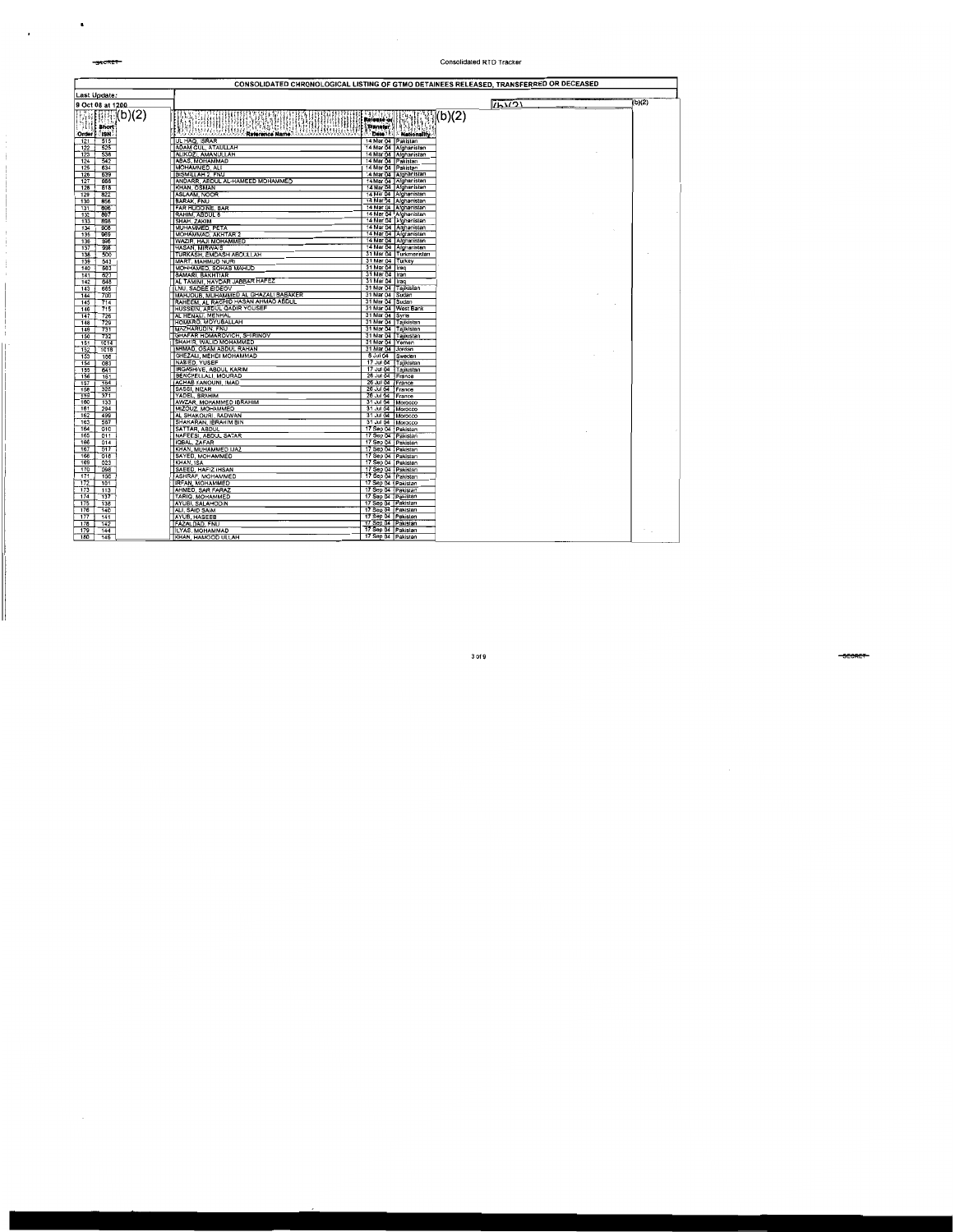SECRET

# CONSOLIDATED CHRONOLOGICAL LISTING OF GTMO DETAINEES RELEASED, TRANSFERRED OR DECEASED

Last Update:
9 Oct 08 at 1200

| Order | Short ISN | (b)(2) | Reference Name | Release or Transfer Date | Nationality | (b)(2) |
|---|---|---|---|---|---|---|
| 121 | 515 | | UL HAQ, ISRAR | 14 Mar 04 | Pakistan | |
| 122 | 525 | | ADAM GUL, ATAULLAH | 14 Mar 04 | Afghanistan | |
| 123 | 538 | | ALIKOZ, AMANULLAH | 14 Mar 04 | Afghanistan | |
| 124 | 542 | | ABAS, MOHAMMAD | 14 Mar 04 | Pakistan | |
| 125 | 634 | | MOHAMMED, ALI | 14 Mar 04 | Pakistan | |
| 126 | 639 | | BISMILLAH 2, FNU | 14 Mar 04 | Afghanistan | |
| 127 | 658 | | ANDARR, ABDUL AL-HAMEED MOHAMMED | 14 Mar 04 | Afghanistan | |
| 128 | 818 | | KHAN, OSMAN | 14 Mar 04 | Afghanistan | |
| 129 | 822 | | ASLAAM, NOOR | 14 Mar 04 | Afghanistan | |
| 130 | 856 | | BARAK, FNU | 14 Mar 04 | Afghanistan | |
| 131 | 866 | | FAR HUDDINE, BAR | 14 Mar 04 | Afghanistan | |
| 132 | 867 | | RAHIM, ABDUL 5 | 14 Mar 04 | Afghanistan | |
| 133 | 898 | | SHAH, ZAKIM | 14 Mar 04 | Afghanistan | |
| 134 | 906 | | MUHAMMED, PETA | 14 Mar 04 | Afghanistan | |
| 135 | 969 | | MOHAMMAD, AKHTAR 2 | 14 Mar 04 | Afghanistan | |
| 136 | 996 | | WAZIR, HAJI MOHAMMED | 14 Mar 04 | Afghanistan | |
| 137 | 998 | | HASAN, MIRWAIS | 14 Mar 04 | Afghanistan | |
| 138 | 500 | | TURKASH, EMDASHI ABDULLAH | 31 Mar 04 | Turkmenistan | |
| 139 | 543 | | MART, MAHMUD NURI | 31 Mar 04 | Turkey | |
| 140 | 563 | | MOHHAMED, SOHAB MAHUD | 31 Mar 04 | Iraq | |
| 141 | 627 | | SAMARI, BAKHTIAR | 31 Mar 04 | Iran | |
| 142 | 648 | | AL TAMIMI, HAYDAR JABBAR HAFEZ | 31 Mar 04 | Iraq | |
| 143 | 685 | | LNU, SADEE EIDEOV | 31 Mar 04 | Tajikistan | |
| 144 | 700 | | MAHJOUB, MUHAMMED AL GHAZALI BABAKER | 31 Mar 04 | Sudan | |
| 145 | 714 | | RAHEEM, AL RACHID HASAN AHMAD ABDUL | 31 Mar 04 | Sudan | |
| 146 | 715 | | HUSSEIN, ABDUL QADIR YOUSEF | 31 Mar 04 | West Bank | |
| 147 | 726 | | AL HENALI, MENHAL | 31 Mar 04 | Syria | |
| 148 | 729 | | HOMARO, MOYUBALLAH | 31 Mar 04 | Tajikistan | |
| 149 | 731 | | MAZHARUDIN, FNU | 31 Mar 04 | Tajikistan | |
| 150 | 732 | | GHAFAR HOMAROVICH, SHIRINOV | 31 Mar 04 | Tajikistan | |
| 151 | 1014 | | SHAHIR, WALID MOHAMMED | 31 Mar 04 | Yemen | |
| 152 | 1018 | | NIMAD, OSAM ABDUL RAHAN | 31 Mar 04 | Jordan | |
| 153 | 166 | | GHEZALI, MEHDI MOHAMMAD | 8 Jul 04 | Sweden | |
| 154 | 083 | | NABIEB, YUSEF | 17 Jul 04 | Tajikistan | |
| 155 | 641 | | IRGASHIVE, ABDUL KARIM | 17 Jul 04 | Tajikistan | |
| 156 | 161 | | BENCHELLALI, MOURAD | 26 Jul 04 | France | |
| 157 | 164 | | ACHAB KANOUNI, IMAD | 26 Jul 04 | France | |
| 158 | 325 | | SASSI, NIZAR | 26 Jul 04 | France | |
| 159 | 371 | | YADEL, BRAHIM | 26 Jul 04 | France | |
| 160 | 133 | | AWZAR, MOHAMMED IBRAHIM | 31 Jul 04 | Morocco | |
| 161 | 294 | | MIZOUZ, MOHAMMED | 31 Jul 04 | Morocco | |
| 162 | 499 | | AL SHAKOURI, RADWAN | 31 Jul 04 | Morocco | |
| 163 | 587 | | SHAKARAN, IBRAHIM BIN | 31 Jul 04 | Morocco | |
| 164 | 010 | | SATTAR, ABDUL | 17 Sep 04 | Pakistan | |
| 165 | 011 | | NAFEESI, ABDUL SATAR | 17 Sep 04 | Pakistan | |
| 166 | 014 | | IQBAL, ZAFAR | 17 Sep 04 | Pakistan | |
| 167 | 017 | | KHAN, MUHAMMED IJAZ | 17 Sep 04 | Pakistan | |
| 168 | 018 | | SAYED, MOHAMMED | 17 Sep 04 | Pakistan | |
| 169 | 023 | | KHAN, ISA | 17 Sep 04 | Pakistan | |
| 170 | 098 | | SAEED, HAFIZ IHSAN | 17 Sep 04 | Pakistan | |
| 171 | 100 | | ASHRAF, MOHAMMED | 17 Sep 04 | Pakistan | |
| 172 | 101 | | IRFAN, MOHAMMED | 17 Sep 04 | Pakistan | |
| 173 | 113 | | AHMED, SAR FARAZ | 17 Sep 04 | Pakistan | |
| 174 | 137 | | TARIQ, MOHAMMED | 17 Sep 04 | Pakistan | |
| 175 | 138 | | AYUBI, SALAHODDIN | 17 Sep 04 | Pakistan | |
| 176 | 140 | | ALI, SAID SAIM | 17 Sep 04 | Pakistan | |
| 177 | 141 | | AYUB, HASEEB | 17 Sep 04 | Pakistan | |
| 178 | 142 | | FAZALDAD, FNU | 17 Sep 04 | Pakistan | |
| 179 | 144 | | ILYAS, MOHAMMAD | 17 Sep 04 | Pakistan | |
| 180 | 145 | | KHAN, HAMOOD ULLAH | 17 Sep 04 | Pakistan | |

SECRET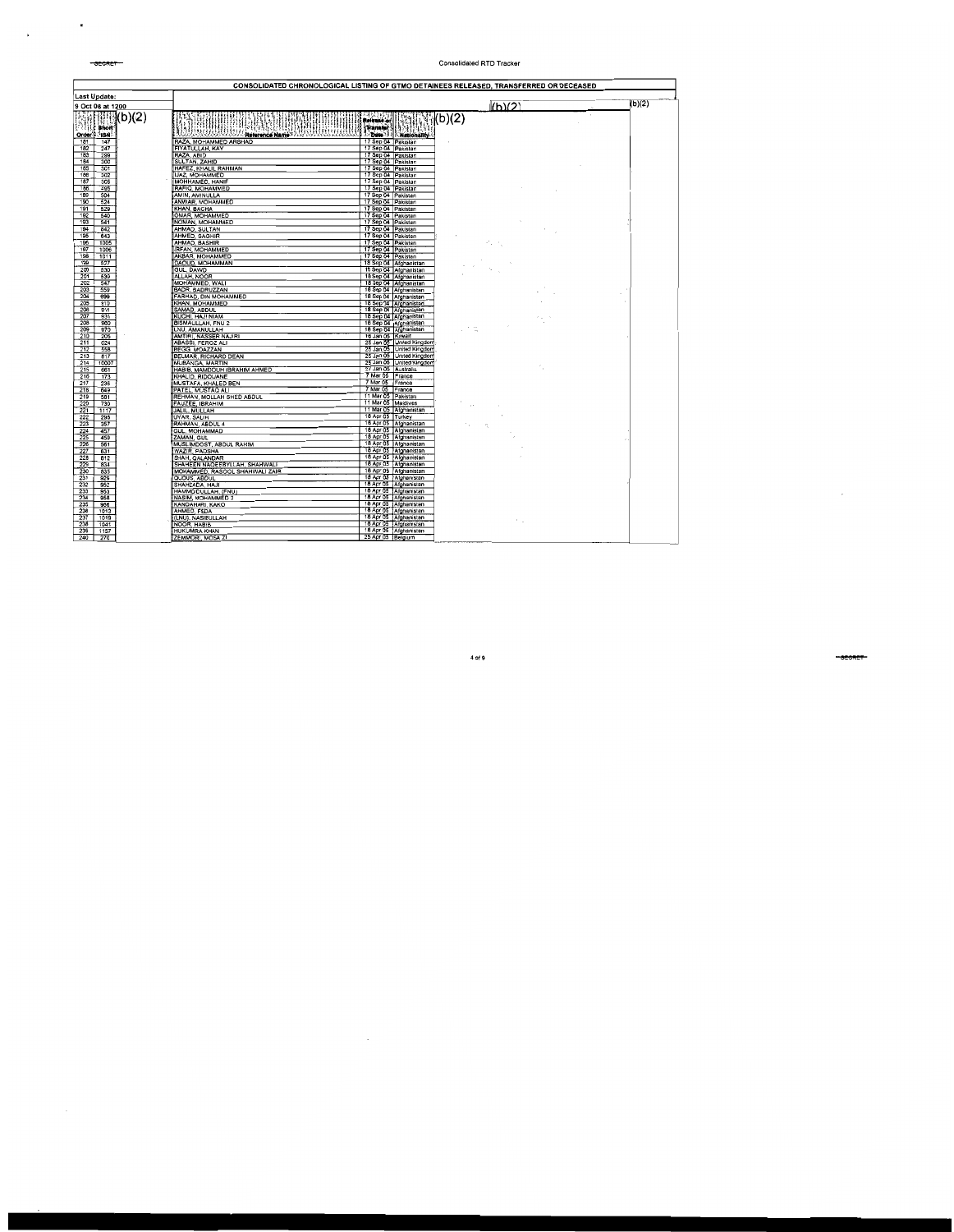# CONSOLIDATED CHRONOLOGICAL LISTING OF GTMO DETAINEES RELEASED, TRANSFERRED OR DECEASED

Last Update:
9 Oct 06 at 1200

| Order | Short ISN | (b)(2) | Reference Name | Release or Transfer Date | Nationality | (b)(2) | (b)(2) | (b)(2) |
|---|---|---|---|---|---|---|---|---|
| 181 | 147 | | RAZA, MOHAMMED ARSHAD | 17 Sep 04 | Pakistan | | | |
| 182 | 247 | | FIYATULLAH, KAY | 17 Sep 04 | Pakistan | | | |
| 183 | 289 | | RAZA, ABID | 17 Sep 04 | Pakistan | | | |
| 184 | 300 | | SULTAN, ZAHID | 17 Sep 04 | Pakistan | | | |
| 185 | 301 | | HAFEZ, KHALIL RAHMAN | 17 Sep 04 | Pakistan | | | |
| 186 | 302 | | IJAZ, MOHAMMED | 17 Sep 04 | Pakistan | | | |
| 187 | 305 | | MOHHAMED, HANIF | 17 Sep 04 | Pakistan | | | |
| 188 | 495 | | RAFIQ, MOHAMMED | 17 Sep 04 | Pakistan | | | |
| 189 | 504 | | AMIN, AMINULLA | 17 Sep 04 | Pakistan | | | |
| 190 | 524 | | ANWAR, MOHAMMED | 17 Sep 04 | Pakistan | | | |
| 191 | 529 | | KHAN, BACHA | 17 Sep 04 | Pakistan | | | |
| 192 | 540 | | OMAR, MOHAMMED | 17 Sep 04 | Pakistan | | | |
| 193 | 541 | | NOMAN, MOHAMMED | 17 Sep 04 | Pakistan | | | |
| 194 | 842 | | AHMAD, SULTAN | 17 Sep 04 | Pakistan | | | |
| 195 | 843 | | AHMED, SAGHIR | 17 Sep 04 | Pakistan | | | |
| 196 | 1005 | | AHMAD, BASHIR | 17 Sep 04 | Pakistan | | | |
| 197 | 1006 | | IRFAN, MOHAMMED | 17 Sep 04 | Pakistan | | | |
| 198 | 1011 | | AKBAR, MOHAMMED | 17 Sep 04 | Pakistan | | | |
| 199 | 527 | | DAOUD, MOHAMMAN | 18 Sep 04 | Afghanistan | | | |
| 200 | 530 | | GUL, DAWD | 18 Sep 04 | Afghanistan | | | |
| 201 | 539 | | ALLAH, NOOR | 18 Sep 04 | Afghanistan | | | |
| 202 | 547 | | MOHAMMED, WALI | 18 Sep 04 | Afghanistan | | | |
| 203 | 559 | | BADR, BADRUZZAN | 18 Sep 04 | Afghanistan | | | |
| 204 | 699 | | FARHAD, DIN MOHAMMED | 18 Sep 04 | Afghanistan | | | |
| 205 | 310 | | KHAN, MOHAMMED | 18 Sep 04 | Afghanistan | | | |
| 206 | 911 | | SAMAD, ABDUL | 18 Sep 04 | Afghanistan | | | |
| 207 | 931 | | KUCHI, HAJI NIAM | 18 Sep 04 | Afghanistan | | | |
| 208 | 960 | | BISMAULLAH, FNU 2 | 18 Sep 04 | Afghanistan | | | |
| 209 | 970 | | LNU, AMANULLAH | 18 Sep 04 | Afghanistan | | | |
| 210 | 205 | | AMTIRI, NASSER NAJIRI | 16 Jan 05 | Kuwait | | | |
| 211 | 024 | | ABASSI, FEROZ ALI | 25 Jan 05 | United Kingdom | | | |
| 212 | 558 | | BEGG, MOAZZAN | 25 Jan 05 | United Kingdom | | | |
| 213 | 817 | | BELMAR, RICHARD DEAN | 25 Jan 05 | United Kingdom | | | |
| 214 | 10007 | | MUBANGA, MARTIN | 25 Jan 05 | United Kingdom | | | |
| 215 | 661 | | HABIB, MAMDOUH IBRAHIM AHMED | 27 Jan 05 | Australia | | | |
| 216 | 173 | | KHALID, RIDOUANE | 7 Mar 05 | France | | | |
| 217 | 236 | | MUSTAFA, KHALED BEN | 7 Mar 05 | France | | | |
| 218 | 649 | | PATEL, MUSTAQ ALI | 7 Mar 05 | France | | | |
| 219 | 581 | | REHMAN, MOLLAH SHED ABDUL | 11 Mar 05 | Pakistan | | | |
| 220 | 730 | | FAUZEE, IBRAHIM | 11 Mar 05 | Maldives | | | |
| 221 | 1117 | | JALIL, MULLAH | 11 Mar 05 | Afghanistan | | | |
| 222 | 298 | | UYAR, SALIH | 18 Apr 05 | Turkey | | | |
| 223 | 357 | | RAHMAN, ABDUL 4 | 18 Apr 05 | Afghanistan | | | |
| 224 | 457 | | GUL, MOHAMMAD | 18 Apr 05 | Afghanistan | | | |
| 225 | 459 | | ZAMAN, GUL | 18 Apr 05 | Afghanistan | | | |
| 226 | 561 | | MUSLIMDOST, ABDUL RAHIM | 18 Apr 05 | Afghanistan | | | |
| 227 | 631 | | WAZIR, PADSHA | 18 Apr 05 | Afghanistan | | | |
| 228 | 812 | | SHAH, QALANDAR | 18 Apr 05 | Afghanistan | | | |
| 229 | 834 | | SHAHEEN NAQEEBYLLAH, SHAHWALI | 18 Apr 05 | Afghanistan | | | |
| 230 | 835 | | MOHAMMED, RASOOL SHAHWALI ZAIR | 18 Apr 05 | Afghanistan | | | |
| 231 | 929 | | QUDUS, ABDUL | 18 Apr 05 | Afghanistan | | | |
| 232 | 952 | | SHAHZADA, HAJI | 18 Apr 05 | Afghanistan | | | |
| 233 | 953 | | HAMMIDULLAH, (FNU) | 18 Apr 05 | Afghanistan | | | |
| 234 | 958 | | NASIM, MOHAMMED 3 | 18 Apr 05 | Afghanistan | | | |
| 235 | 956 | | KANDAHARI, KAKO | 18 Apr 05 | Afghanistan | | | |
| 236 | 1013 | | AHMED, FEDA | 18 Apr 05 | Afghanistan | | | |
| 237 | 1019 | | (LNU), NASIBULLAH | 18 Apr 05 | Afghanistan | | | |
| 238 | 1041 | | NOOR, HABIB | 18 Apr 05 | Afghanistan | | | |
| 239 | 1157 | | HUKUMRA KHAN | 18 Apr 05 | Afghanistan | | | |
| 240 | 270 | | ZEMMORI, MOSA ZI | 25 Apr 05 | Belgium | | | |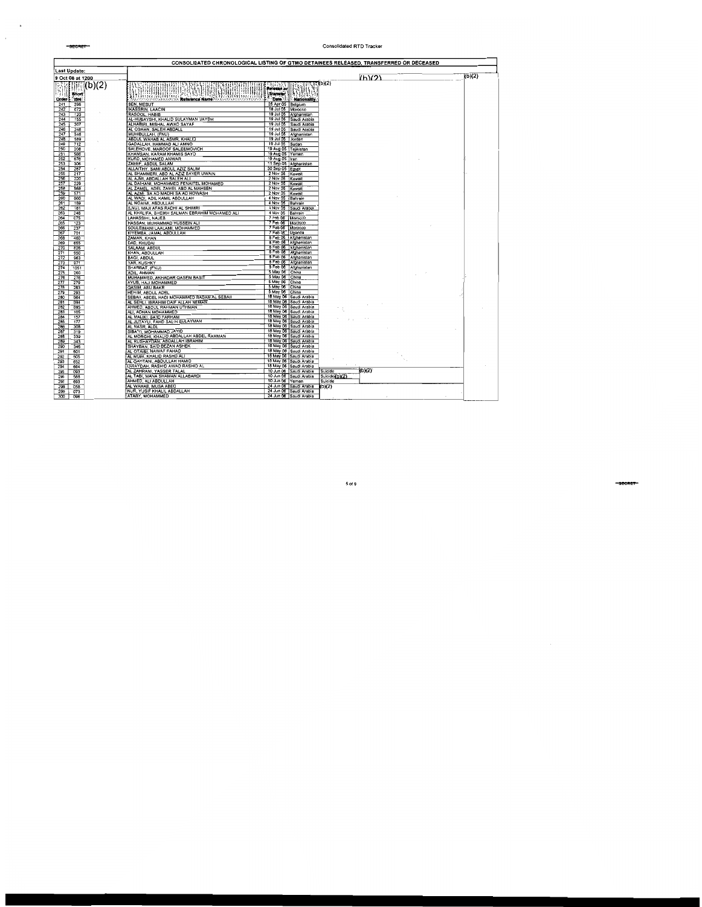SECRET

Consolidated RTD Tracker

# CONSOLIDATED CHRONOLOGICAL LISTING OF GTMO DETAINEES RELEASED, TRANSFERRED OR DECEASED

Last Update:

9 Oct 08 at 1200

| Order | Short ISN | (b)(2) | Reference Name | Release or Transfer Date | Nationality | (b)(2) | (b)(2) | (b)(2) |
|---|---|---|---|---|---|---|---|---|
| 241 | 296 | | SEN, MESUT | 25 Apr 05 | Belgium | | | |
| 242 | 072 | | KASSRIN, LAACIN | 18 Jul 05 | Morocco | | | |
| 243 | 120 | | RASOOL, HABIB | 19 Jul 05 | Afghanistan | | | |
| 244 | 155 | | AL-HUBAYSHI, KHALID SULAYMAN JAYDH | 19 Jul 05 | Saudi Arabia | | | |
| 245 | 207 | | ALHARBI, MISHAL AWAD SAYAF | 19 Jul 05 | Saudi Arabia | | | |
| 246 | 248 | | AL OSHAN, SALEH ABDALL | 19 Jul 05 | Saudi Arabia | | | |
| 247 | 546 | | MUHIBULLAH, (FNU) | 19 Jul 05 | Afghanistan | | | |
| 248 | 589 | | ABDUL WAHAB AL ASMR, KHALID | 19 Jul 05 | Jordan | | | |
| 249 | 712 | | GADALLAH, HAMMAD ALI AMNO | 19 Jul 05 | Sudan | | | |
| 250 | 208 | | SALEHOVE, MAROOF SALEEMOVICH | 19 Aug 05 | Tajikistan | | | |
| 251 | 586 | | KHAMSAN, KARAM KHAMIS SAYD | 19 Aug 05 | Yemen | | | |
| 252 | 676 | | KURD, MOHAMED ANWAR | 19 Aug 05 | Iran | | | |
| 253 | 306 | | ZAEEF, ABDUL SALAM | 11 Sep 05 | Afghanistan | | | |
| 254 | 287 | | ALLAITHY, SAMI ABDUL AZIZ SALIM | 30 Sep 05 | Egypt | | | |
| 255 | 217 | | AL SHAMMERI, ABD AL AZIZ SAYER UWAIN | 2 Nov 05 | Kuwait | | | |
| 256 | 220 | | AL AJMI, ABDALLAH SALEH ALI | 2 Nov 05 | Kuwait | | | |
| 257 | 229 | | AL DAIHANI, MOHAMMED FENAITEL MOHAMED | 2 Nov 05 | Kuwait | | | |
| 258 | 568 | | AL ZAMEL, ADEL ZAMEL ABD AL MAHSEN | 2 Nov 05 | Kuwait | | | |
| 259 | 571 | | AL AZMI, SA AD MADHI SA AD HOWASH | 2 Nov 05 | Kuwait | | | |
| 260 | 060 | | AL WADI, ADIL KAMIL ABDULLAH | 4 Nov 05 | Bahrain | | | |
| 261 | 159 | | AL NOAIMI, ABDULLAH | 4 Nov 05 | Bahrain | | | |
| 262 | 181 | | (LNU), MAJI AFAS RADHI AL SHIMRI | 4 Nov 05 | Saudi Arabia | | | |
| 263 | 246 | | AL KHALIFA, SHEIKH SALMAN EBRAHIM MOHAMED ALI | 4 Nov 05 | Bahrain | | | |
| 264 | 075 | | LAHASSIHI, NAJEB | 7 Feb 06 | Morocco | | | |
| 265 | 123 | | HASSAN, MUHAMMAD HUSSEIN ALI | 7 Feb 06 | Morocco | | | |
| 266 | 237 | | SOULEIMANI LAALAMI, MOHAMMED | 7 Feb 06 | Morocco | | | |
| 267 | 701 | | KIYEMBA, JAMAL ABDULLAH | 7 Feb 06 | Uganda | | | |
| 268 | 460 | | ZAMAN, KHAN | 8 Feb 06 | Afghanistan | | | |
| 269 | 655 | | DAD, KHUDAI | 8 Feb 06 | Afghanistan | | | |
| 270 | 826 | | SALAAM, ABDUL | 8 Feb 06 | Afghanistan | | | |
| 271 | 950 | | KHAN, ABDULLAH | 8 Feb 06 | Afghanistan | | | |
| 272 | 963 | | BAGI, ABDUL | 8 Feb 06 | Afghanistan | | | |
| 273 | 971 | | YAR, KUSHKY | 8 Feb 06 | Afghanistan | | | |
| 274 | 1051 | | SHARBAT, (FNU) | 8 Feb 06 | Afghanistan | | | |
| 275 | 260 | | ADIL, AHMAN | 5 May 06 | China | | | |
| 276 | 276 | | MUHAMMED, AKHADAR QASEM BASIT | 5 May 06 | China | | | |
| 277 | 279 | | AYUB, HAJI MOHAMMED | 5 May 06 | China | | | |
| 278 | 283 | | QASIM, ABU BAKR | 5 May 06 | China | | | |
| 279 | 293 | | HEHIM, ABDUL ADEL | 5 May 06 | China | | | |
| 280 | 064 | | SEBAII, ABDEL HADI MOHAMMED BADAN AL SEBAII | 18 May 06 | Saudi Arabia | | | |
| 281 | 094 | | AL SEHLI, IBRAHIM DAIF ALLAH NEMAN | 18 May 06 | Saudi Arabia | | | |
| 282 | 095 | | AHMED, ABDUL RAHMAN UTHMAN | 18 May 06 | Saudi Arabia | | | |
| 283 | 105 | | ALI, ADNAN MOHAMMED | 18 May 06 | Saudi Arabia | | | |
| 284 | 157 | | AL MALIKI, SAID FARHAM | 18 May 06 | Saudi Arabia | | | |
| 285 | 177 | | AL JUTAYLI, FAHD SALIH SULAYMAN | 18 May 06 | Saudi Arabia | | | |
| 286 | 308 | | AL NASR, ALDL | 18 May 06 | Saudi Arabia | | | |
| 287 | 319 | | SIBAYI, MOHAMMAD JAYID | 18 May 06 | Saudi Arabia | | | |
| 288 | 339 | | AL MORGHI, KHALID ABDALLAH ABDEL RAHMAN | 18 May 06 | Saudi Arabia | | | |
| 289 | 343 | | AL RUSHAYDAN, ABDALLAH IBRAHIM | 18 May 06 | Saudi Arabia | | | |
| 290 | 346 | | SHAYBAN, SAID BEZAN ASHEK | 18 May 06 | Saudi Arabia | | | |
| 291 | 501 | | AL OTAIBI, NAWAF FAHAD | 18 May 06 | Saudi Arabia | | | |
| 292 | 505 | | AL MURI, KHALID RASHD ALI | 18 May 06 | Saudi Arabia | | | |
| 293 | 652 | | AL QAHTANI, ABDULLAH HAMID | 18 May 06 | Saudi Arabia | | | |
| 294 | 664 | | UWAYDAH, RASHID AWAD RASHID AL | 18 May 06 | Saudi Arabia | | | |
| 295 | 093 | | AL ZAHRANI, YASSER TALAL | 10 Jun 06 | Saudi Arabia | Suicide | (b)(2) | |
| 296 | 588 | | AL TABI, MANA SHAMAN ALLABARDI | 10 Jun 06 | Saudi Arabia | Suicide (b)(2) | | |
| 297 | 693 | | AHMED, ALI ABDULLAH | 10 Jun 06 | Yemen | Suicide | | |
| 298 | 058 | | AL WAHAB, MUSA ABED | 24 Jun 06 | Saudi Arabia | (b)(2) | | |
| 299 | 073 | | NUR, YUSIF KHALIL ABDALLAH | 24 Jun 06 | Saudi Arabia | | | |
| 300 | 096 | | ATABY, MOHAMMED | 24 Jun 06 | Saudi Arabia | | | |

SECRET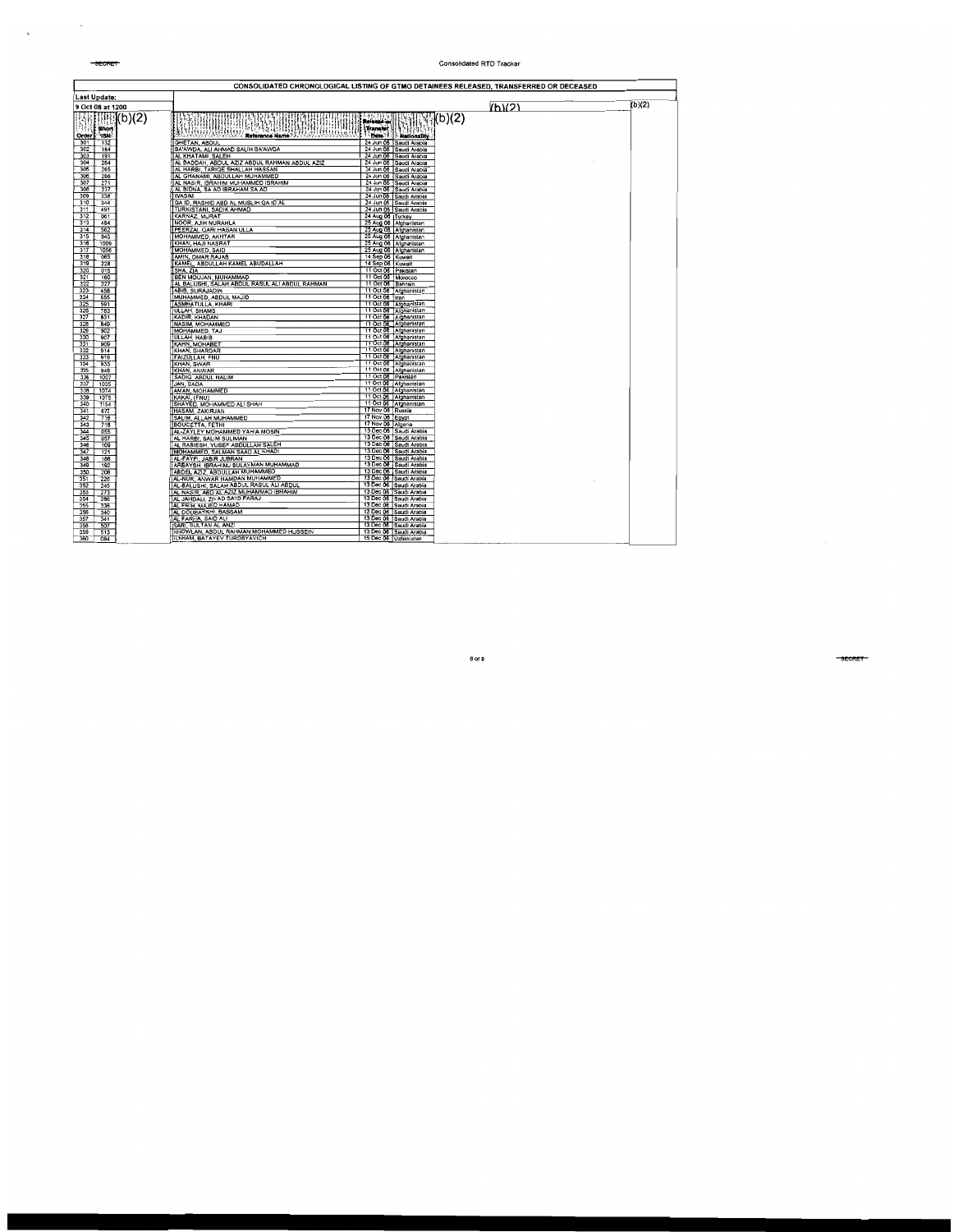SECRET

Consolidated RTD Tracker

## CONSOLIDATED CHRONOLOGICAL LISTING OF GTMO DETAINEES RELEASED, TRANSFERRED OR DECEASED

Last Update:
9 Oct 08 at 1200

(b)(2) (b)(2)

| Order | Short ISN | (b)(2) | Reference Name | Release or Transfer Date | Nationality | (b)(2) |
|---|---|---|---|---|---|---|
| 301 | 132 | | GHETAN, ABDUL | 24 Jun 06 | Saudi Arabia | |
| 302 | 184 | | BA'AWDA, ALI AHMAD SALIH BA'AWDA | 24 Jun 06 | Saudi Arabia | |
| 303 | 191 | | AL KHATAMI, SALEH | 24 Jun 06 | Saudi Arabia | |
| 304 | 264 | | AL BADDAH, ABDUL AZIZ ABDUL RAHMAN ABDUL AZIZ | 24 Jun 06 | Saudi Arabia | |
| 305 | 265 | | AL HARBI, TARIQE SHALLAH HASSAN | 24 Jun 06 | Saudi Arabia | |
| 306 | 266 | | AL GHANAMI, ABDULLAH MUHAMMED | 24 Jun 06 | Saudi Arabia | |
| 307 | 271 | | AL NASIR, IBRAHIM MUHAMMED IBRAHIM | 24 Jun 06 | Saudi Arabia | |
| 308 | 337 | | AL BIDNA, SA AD IBRAHAM SA AD | 24 Jun 06 | Saudi Arabia | |
| 309 | 338 | | WASIM | 24 Jun 06 | Saudi Arabia | |
| 310 | 344 | | QA ID, RASHID ABD AL MUSLIH QA ID AL | 24 Jun 06 | Saudi Arabia | |
| 311 | 491 | | TURKISTANI, SADIK AHMAD | 24 Jun 06 | Saudi Arabia | |
| 312 | 061 | | KARNAZ, MURAT | 24 Aug 06 | Turkey | |
| 313 | 494 | | NOOR, AJIH NURAHLA | 25 Aug 06 | Afghanistan | |
| 314 | 562 | | PEERZAI, QARI HASAN ULLA | 25 Aug 06 | Afghanistan | |
| 315 | 845 | | MOHAMMED, AKHTAR | 25 Aug 06 | Afghanistan | |
| 316 | 1009 | | KHAN, HAJI NASRAT | 25 Aug 06 | Afghanistan | |
| 317 | 1056 | | MOHAMMED, SAID | 25 Aug 06 | Afghanistan | |
| 318 | 065 | | AMIN, OMAR RAJAB | 14 Sep 06 | Kuwait | |
| 319 | 228 | | KAMEL, ABDULLAH KAMEL ABUDALLAH | 14 Sep 06 | Kuwait | |
| 320 | 015 | | SHA, ZIA | 11 Oct 06 | Pakistan | |
| 321 | 160 | | BEN MOUJAN, MUHAMMAD | 11 Oct 06 | Morocco | |
| 322 | 227 | | AL BALUSHI, SALAH ABDUL RASUL ALI ABDUL RAHMAN | 11 Oct 06 | Bahrain | |
| 323 | 458 | | ABIB, SURAJADIN | 11 Oct 06 | Afghanistan | |
| 324 | 555 | | MUHAMMED, ABDUL MAJID | 11 Oct 06 | Iran | |
| 325 | 591 | | ASMHATULLA, KHARI | 11 Oct 06 | Afghanistan | |
| 326 | 763 | | ULLAH, SHAMS | 11 Oct 06 | Afghanistan | |
| 327 | 831 | | KADIR, KHADAN | 11 Oct 06 | Afghanistan | |
| 328 | 849 | | NASIM, MOHAMMED | 11 Oct 06 | Afghanistan | |
| 329 | 902 | | MOHAMMED, TAJ | 11 Oct 06 | Afghanistan | |
| 330 | 907 | | ULLAH, HABIB | 11 Oct 06 | Afghanistan | |
| 331 | 909 | | KAHN, MOHABET | 11 Oct 06 | Afghanistan | |
| 332 | 914 | | KHAN, SHARDAR | 11 Oct 06 | Afghanistan | |
| 333 | 919 | | FAIZULLAH, FNU | 11 Oct 06 | Afghanistan | |
| 334 | 933 | | KHAN, SWAR | 11 Oct 06 | Afghanistan | |
| 335 | 948 | | KHAN, ANWAR | 11 Oct 06 | Afghanistan | |
| 336 | 1007 | | SADIQ, ABDUL HALIM | 11 Oct 06 | Pakistan | |
| 337 | 1035 | | JAN, SADA | 11 Oct 06 | Afghanistan | |
| 338 | 1074 | | AMAN, MOHAMMED | 11 Oct 06 | Afghanistan | |
| 339 | 1075 | | KAKAI, (FNU) | 11 Oct 06 | Afghanistan | |
| 340 | 1154 | | SHAYED, MOHAMMED ALI SHAH | 11 Oct 06 | Afghanistan | |
| 341 | 672 | | HASAM, ZAKIRJAN | 17 Nov 06 | Russia | |
| 342 | 716 | | SALIM, ALLAH MUHAMMED | 17 Nov 06 | Egypt | |
| 343 | 718 | | BOUCETTA, FETHI | 17 Nov 06 | Algeria | |
| 344 | 055 | | AL-ZAYLEY MOHAMMED YAHIA MOSIN | 13 Dec 06 | Saudi Arabia | |
| 345 | 057 | | AL HARBI, SALIM SULIMAN | 13 Dec 06 | Saudi Arabia | |
| 346 | 109 | | AL RABIESH, YUSEF ABDULLAH SALEH | 13 Dec 06 | Saudi Arabia | |
| 347 | 121 | | MOHAMMED, SALMAN SAAD AL KHADI | 13 Dec 06 | Saudi Arabia | |
| 348 | 188 | | AL-FAYFI, JABIR JUBRAN | 13 Dec 06 | Saudi Arabia | |
| 349 | 192 | | ARBAYSH, IBRAHIMU SULAYMAN MUHAMMAD | 13 Dec 06 | Saudi Arabia | |
| 350 | 208 | | ABDEL AZIZ, ABDULLAH MUHAMMED | 13 Dec 06 | Saudi Arabia | |
| 351 | 226 | | AL-NUR, ANWAR HAMDAN MUHAMMED | 13 Dec 06 | Saudi Arabia | |
| 352 | 245 | | AL-BALUSHI, SALAH ABDUL RASUL ALI ABDUL | 13 Dec 06 | Saudi Arabia | |
| 353 | 273 | | AL NASIR, ABD AL AZIZ MUHAMMAD IBRAHIM | 13 Dec 06 | Saudi Arabia | |
| 354 | 286 | | AL JAHDALI, ZIYAD SAID FARAJ | 13 Dec 06 | Saudi Arabia | |
| 355 | 336 | | AL FRIH, MAJED HAMAD | 13 Dec 06 | Saudi Arabia | |
| 356 | 340 | | AL DOUBAYKHI, BASSAM | 13 Dec 06 | Saudi Arabia | |
| 357 | 341 | | AL FAR HA, SAID ALI | 13 Dec 06 | Saudi Arabia | |
| 358 | 507 | | SARI, SULTAN AL ANZI | 13 Dec 06 | Saudi Arabia | |
| 359 | 513 | | KHOWLAN, ABDUL RAHMAN MOHAMMED HUSSEIN | 13 Dec 06 | Saudi Arabia | |
| 360 | 084 | | ILKHAM, BATAYEV TURDBYAVICH | 15 Dec 06 | Uzbekistan | |

SECRET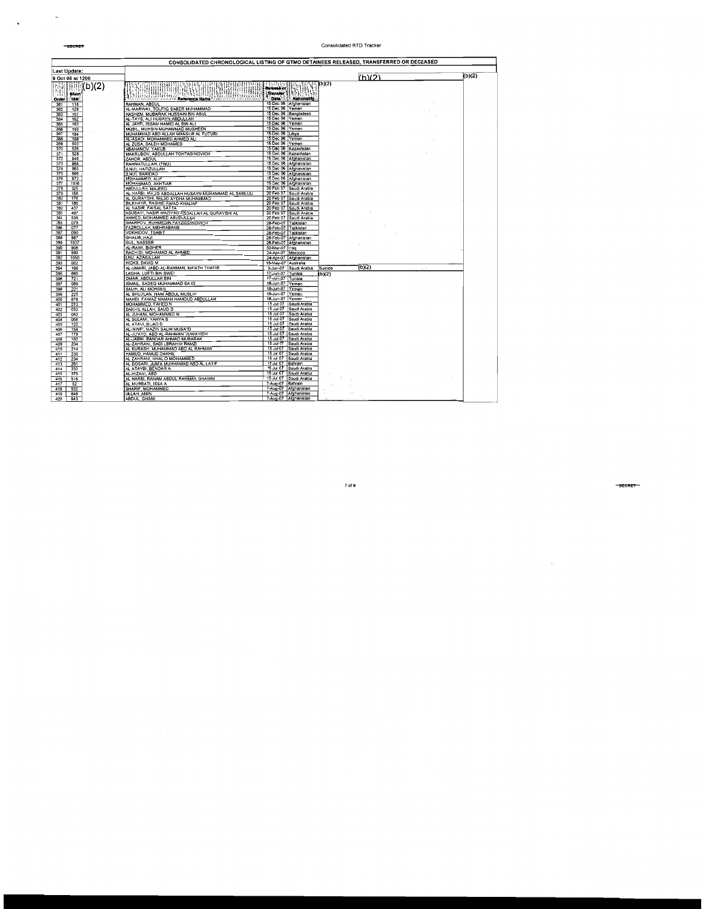SECRET

Consolidated RTD Tracker

## CONSOLIDATED CHRONOLOGICAL LISTING OF GTMO DETAINEES RELEASED, TRANSFERRED OR DECEASED

Last Update:
9 Oct 08 at 1200

| Order | Short ISN | (b)(2) | Reference Name | Release or Transfer Date | Nationality | (b)(2) | (b)(2) | (b)(2) |
|---|---|---|---|---|---|---|---|---|
| 361 | 118 | | RAHMAN, ABDUL | 15 Dec 06 | Afghanistan | | | |
| 362 | 129 | | AL-MARWAI, TOUFIC SABER MUHAMMAD | 15 Dec 06 | Yemen | | | |
| 363 | 151 | | HASHEM, MUBARAK HUSSAIN BIN ABUL | 15 Dec 06 | Bangladesh | | | |
| 364 | 162 | | AL-TAYS, ALI HUSAYN ABDULLAH | 15 Dec 06 | Yemen | | | |
| 365 | 183 | | AL JAYFI, ISSAM HAMID AL BIN ALI | 15 Dec 06 | Yemen | | | |
| 366 | 193 | | MQBIL, MUHSIN MUHAMMAD MUSHEEN | 15 Dec 06 | Yemen | | | |
| 367 | 194 | | MUHAMMAD ABD ALLAH MANSUR AL FUTURI | 15 Dec 06 | Libya | | | |
| 368 | 198 | | AL-ASADI, MOHAMMED AHMED ALI | 15 Dec 06 | Yemen | | | |
| 369 | 503 | | AL ZUBA, SALEH MOHAMED | 15 Dec 06 | Yemen | | | |
| 370 | 526 | | ABAHANOV, YAKUB | 15 Dec 06 | Kazakhstan | | | |
| 371 | 528 | | MAKRUBOV, ABDULLAH TOHTASINOVICH | 15 Dec 06 | Kazakhstan | | | |
| 372 | 949 | | ZAHOR, ABDUL | 15 Dec 06 | Afghanistan | | | |
| 373 | 964 | | RAHMATULLAH, (FNU) | 15 Dec 06 | Afghanistan | | | |
| 374 | 965 | | (LNU), HAFIZULLAH | 15 Dec 06 | Afghanistan | | | |
| 375 | 966 | | (LNU), BARIDAD | 15 Dec 06 | Afghanistan | | | |
| 376 | 972 | | MOHAMMED, ALIF | 15 Dec 06 | Afghanistan | | | |
| 377 | 1036 | | MOHAMMAD, AKHTIAR | 15 Dec 06 | Afghanistan | | | |
| 378 | 025 | | ABDULLAH, MAJEED | 20 Feb 07 | Saudi Arabia | | | |
| 379 | 158 | | AL HARBI, MAJID ABDALLAH HUSAYN MUHAMMAD AL SAMLULI | 20 Feb 07 | Saudi Arabia | | | |
| 380 | 176 | | AL QURAYSHI, MAJID AYDHA MUHAMMAD | 20 Feb 07 | Saudi Arabia | | | |
| 381 | 186 | | BILKHAYR, RASHID AWAD KHALIAF | 20 Feb 07 | Saudi Arabia | | | |
| 382 | 437 | | AL NASIR, FAISAL SATTA | 20 Feb 07 | Saudi Arabia | | | |
| 383 | 497 | | ASUBAYI, NASIR MAZIYAD ABDALLAH AL QURAYSHI AL | 20 Feb 07 | Saudi Arabia | | | |
| 384 | 536 | | AHMED, MOHAMMED ABUDULLAH | 20 Feb 07 | Saudi Arabia | | | |
| 385 | 075 | | SHARPOV, RUHMEDIN FAYZIDDINOVICH | 28-Feb-07 | Tajikistan | | | |
| 386 | 077 | | FAZROLLAH, MEHRABANB | 28-Feb-07 | Tajikistan | | | |
| 387 | 090 | | VOKHIDOV, TSABIT | 28-Feb-07 | Tajikistan | | | |
| 388 | 987 | | GHALIB, HAJI | 28-Feb-07 | Afghanistan | | | |
| 389 | 1037 | | GUL, NASSER | 28-Feb-07 | Afghanistan | | | |
| 390 | 906 | | AL-RAWI, BISHER | 30-Mar-07 | Iraq | | | |
| 391 | 590 | | RACHIDI, MOHAMAD AL AHMED | 24-Apr-07 | Morocco | | | |
| 392 | 1050 | | LNU, AZIMULLAH | 24-Apr-07 | Afghanistan | | | |
| 393 | 002 | | HICKS, DAVID M | 18-May-07 | Australia | | | |
| 394 | 199 | | AL-UMARI, JABD-AL-RAHMAN, MA'ATH THAFIR | 3-Jun-07 | Saudi Arabia | Suicide | (b)(2) | |
| 395 | 660 | | LAGHA, LUFTI BIN SWEI | 17-Jun-07 | Tunisia | (b)(2) | | |
| 396 | 721 | | OMAR, ABDULLAH BIN | 17-Jun-07 | Tunisia | | | |
| 397 | 089 | | ISMAIL, SADEQ MUHAMMAD SA ID | 18-Jun-07 | Yemen | | | |
| 398 | 221 | | SALIH, ALI MOHSEN | 18-Jun-07 | Yemen | | | |
| 399 | 225 | | AL SHUJ'LAN, HANI ABDUL MUSLIH | 18-Jun-07 | Yemen | | | |
| 400 | 678 | | MAHDI, FAWAZ NAMAN HAMOUD ABDULLAH | 18-Jun-07 | Yemen | | | |
| 401 | 013 | | MOHAMMED, FAHED N | 15 Jul 07 | Saudi Arabia | | | |
| 402 | 053 | | DAKHIL ALLAH, SAUD D | 15 Jul 07 | Saudi Arabia | | | |
| 403 | 062 | | AL JUHANI, MOHAMMED N | 15 Jul 07 | Saudi Arabia | | | |
| 404 | 066 | | AL SULAMI, YAHYA S | 15 Jul 07 | Saudi Arabia | | | |
| 405 | 122 | | AL ATAVI, BIJAD D | 15 Jul 07 | Saudi Arabia | | | |
| 406 | 154 | | AL-'AWFI, MAZIN SALIH MUSA'ID | 15 Jul 07 | Saudi Arabia | | | |
| 407 | 179 | | AL-JU'AYD, ABD AL-RAHMAN 'UWAYDH | 15 Jul 07 | Saudi Arabia | | | |
| 408 | 182 | | AL-JABRI, BANDAR AHMAD MUBARAK | 15 Jul 07 | Saudi Arabia | | | |
| 409 | 204 | | AL-ZAHRANI, SADI IBRAHIM RAMZI | 15 Jul 07 | Saudi Arabia | | | |
| 410 | 214 | | AL KURASH, MUHAMMAD ABD AL RAHMAN | 15 Jul 07 | Saudi Arabia | | | |
| 411 | 230 | | HAMUD, HAMUD DAKHIL | 15 Jul 07 | Saudi Arabia | | | |
| 412 | 234 | | AL ZAHRANI, KHALID MOHAMMED | 15 Jul 07 | Saudi Arabia | | | |
| 413 | 261 | | AL DOSARI, JUM'A MUHHAMAD ABD AL LATIF | 15 Jul 07 | Bahrain | | | |
| 414 | 332 | | AL ATAYBI, BENDAR A | 15 Jul 07 | Saudi Arabia | | | |
| 415 | 370 | | AL-HIZANI, ABD | 15 Jul 07 | Saudi Arabia | | | |
| 416 | 516 | | AL HARBI, RANAM ABDUL RAHMAN GHANIM | 15 Jul 07 | Saudi Arabia | | | |
| 417 | 52 | | AL MURBATI, ISSA A | 7-Aug-07 | Bahrain | | | |
| 418 | 532 | | SHARIF, MOHAMMED | 7-Aug-07 | Afghanistan | | | |
| 419 | 848 | | ULLAH, AMIN | 7-Aug-07 | Afghanistan | | | |
| 420 | 943 | | ABDUL, GHANI | 7-Aug-07 | Afghanistan | | | |

SECRET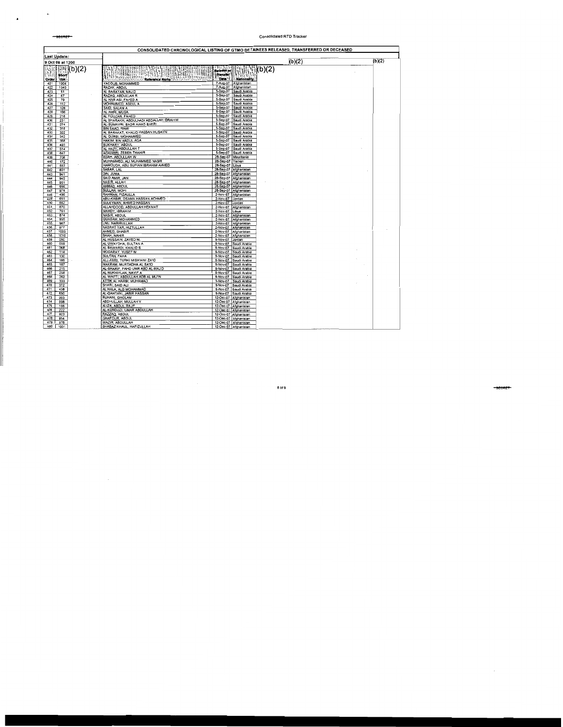SECRET

# CONSOLIDATED CHRONOLOGICAL LISTING OF GTMO DETAINEES RELEASED, TRANSFERRED OR DECEASED

Last Update:

9 Oct 08 at 1200

(b)(2) (b)(2) (b)(2) (b)(2)

| Order | Short ISN | Reference Name | Release or Transfer Date | Nationality |
|---|---|---|---|---|
| 421 | 1004 | YACOUB, MOHAMMED | 7-Aug-07 | Afghanistan |
| 422 | 1043 | RAZAK, ABDUL | 7-Aug-07 | Afghanistan |
| 423 | 51 | AL BARAYAN, MAJID | 5-Sep-07 | Saudi Arabia |
| 424 | 67 | RAZAQ, ABDULLAH R | 5-Sep-07 | Saudi Arabia |
| 425 | 79 | AL HAR ASI, FAHED A | 5-Sep-07 | Saudi Arabia |
| 426 | 112 | MOHAMMED, ABDUL A | 5-Sep-07 | Saudi Arabia |
| 427 | 126 | SAID, SALAM A | 5-Sep-07 | Saudi Arabia |
| 428 | 196 | AL AMRI, MUSA | 5-Sep-07 | Saudi Arabia |
| 429 | 218 | AL FOUZAN, FAHED | 5-Sep-07 | Saudi Arabia |
| 430 | 231 | AL SHARAKH, ABDULHADI ABDALLAH IBRAHIM | 5-Sep-07 | Saudi Arabia |
| 431 | 274 | AL-SUMAYRI, BADR AWAD BAKRI | 5-Sep-07 | Saudi Arabia |
| 432 | 318 | BIN SAAD, RAMI | 5-Sep-07 | Saudi Arabia |
| 433 | 322 | AL BARAKAT, KHALID HASSAN HUSAYN | 5-Sep-07 | Saudi Arabia |
| 434 | 342 | AL QURBI, MOHAMMED | 5-Sep-07 | Saudi Arabia |
| 435 | 368 | HAKIM, BIN ABDUL AGA | 5-Sep-07 | Saudi Arabia |
| 436 | 493 | BUKHARY, ABDUL | 5-Sep-07 | Saudi Arabia |
| 437 | 514 | AL ANZY, ABDULLAH T | 5-Sep-07 | Saudi Arabia |
| 438 | 647 | ACHAMRI, ZEBEN THAHIR | 5-Sep-07 | Saudi Arabia |
| 439 | 706 | EDAH, ABDULLAH W | 26-Sep-07 | Mauritania |
| 440 | 172 | MUHAMMED, ALI MUHAMMED NASIR | 28-Sep-07 | Yemen |
| 441 | 557 | HAMOUDA, ABU SUFIAN IBRAHIM AHMED | 28-Sep-07 | Libya |
| 442 | 801 | SABAR, LAL | 28-Sep-07 | Afghanistan |
| 443 | 941 | DIN, JUMA | 28-Sep-07 | Afghanistan |
| 444 | 945 | SAID AMIR, JAN | 28-Sep-07 | Afghanistan |
| 445 | 951 | NASIR, ALLAH | 28-Sep-07 | Afghanistan |
| 446 | 956 | AHMAD, ABDUL | 28-Sep-07 | Afghanistan |
| 447 | 974 | BULLAR, MOHI | 28-Sep-07 | Afghanistan |
| 448 | 496 | RAHMAN, FIZAULLA | 2-Nov-07 | Afghanistan |
| 449 | 651 | ABU-KABIR, OSAMA HASSAN ACHMED | 2-Nov-07 | Jordan |
| 450 | 662 | SULEYMAN, AHMED HASSAN | 2-Nov-07 | Jordan |
| 451 | 670 | ALLAHDOOD, ABDULLAH HEKMAT | 2-Nov-07 | Afghanistan |
| 452 | 761 | MAHDY, IBRAHIM | 2-Nov-07 | Libya |
| 453 | 874 | NASIR, ABDUL | 2-Nov-07 | Afghanistan |
| 454 | 955 | QUASAM, MOHAMMED | 2-Nov-07 | Afghanistan |
| 455 | 967 | LNU, NARIRULLAH | 2-Nov-07 | Afghanistan |
| 456 | 977 | NASRAT YAR, HIZTULLAH | 2-Nov-07 | Afghanistan |
| 457 | 1009 | AHMED, SHABIR | 2-Nov-07 | Afghanistan |
| 458 | 1010 | SHAH, NAHIR | 2-Nov-07 | Afghanistan |
| 459 | 050 | AL HUSSAIN, ZAYED M. | 9-Nov-07 | Jordan |
| 460 | 059 | AL UWAYDHA, SULTAN A | 9-Nov-07 | Saudi Arabia |
| 461 | 068 | AL BAWARDI, KHALID S | 9-Nov-07 | Saudi Arabia |
| 462 | 114 | MODARAY, YUSEF M | 9-Nov-07 | Saudi Arabia |
| 463 | 130 | SULTANI, FAHA | 9-Nov-07 | Saudi Arabia |
| 464 | 185 | ALI-AMRI, TURKI MISH'AWI ZAID | 9-Nov-07 | Saudi Arabia |
| 465 | 187 | MAKRAM, MURTADHA AL SA'ID | 9-Nov-07 | Saudi Arabia |
| 466 | 215 | AL-SHARIF, FAHD UMR ABD AL-MAJID | 9-Nov-07 | Saudi Arabia |
| 467 | 256 | AL NUKHIYLAN, NAYIF A | 9-Nov-07 | Saudi Arabia |
| 468 | 262 | AL WAFTI, ABDULLAH ABD AL MU'IN | 9-Nov-07 | Saudi Arabia |
| 469 | 333 | ATTIK AL HARBI, MUHAMAD | 9-Nov-07 | Saudi Arabia |
| 470 | 372 | SHARI, SAID ALI | 9-Nov-07 | Saudi Arabia |
| 471 | 438 | AL HALA, ALD MOHAMMAD | 9-Nov-07 | Saudi Arabia |
| 472 | 650 | AL-QAHTANI, JABIR HASSAN | 9-Nov-07 | Saudi Arabia |
| 473 | 003 | RUHANI, GHOLAM | 12-Dec-07 | Afghanistan |
| 474 | 098 | ABDHULLAH, MULLAH Y | 12-Dec-07 | Afghanistan |
| 475 | 108 | ALIZA, ABDUL RAUF | 12-Dec-07 | Afghanistan |
| 476 | 222 | AL-KUNDUZI, UMAR ABDULLAH | 12-Dec-07 | Afghanistan |
| 477 | 923 | RAZZAQ, ABDUL | 12-Dec-07 | Afghanistan |
| 478 | 954 | GHAFOUR, ABDUL | 12-Dec-07 | Afghanistan |
| 479 | 976 | WAZIR, ABDULLAH | 12-Dec-07 | Afghanistan |
| 480 | 1001 | SHABAZ KHAUL, HAFIZULLAH | 12-Dec-07 | Afghanistan |

SECRET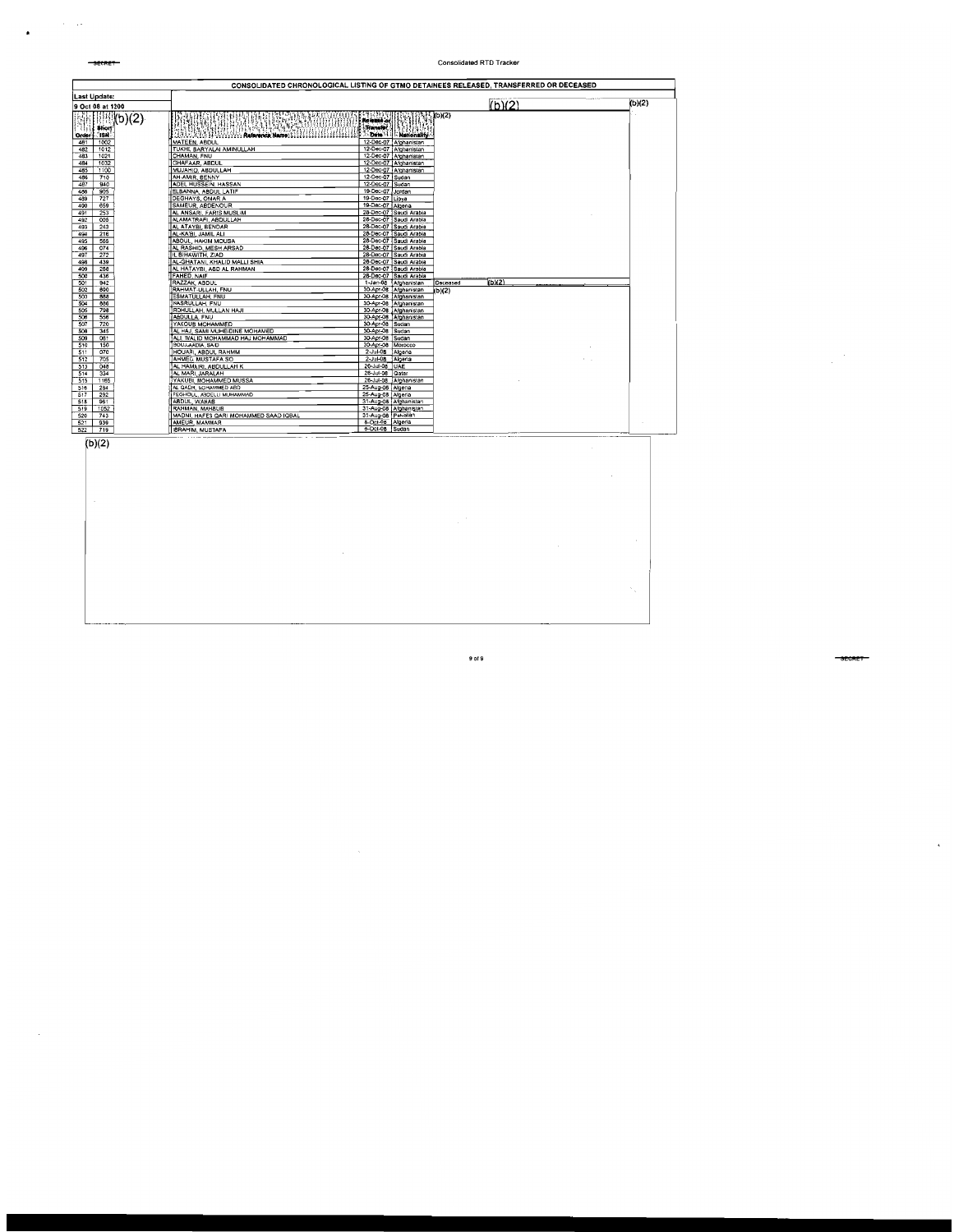SECRET

Consolidated RTD Tracker

## CONSOLIDATED CHRONOLOGICAL LISTING OF GTMO DETAINEES RELEASED, TRANSFERRED OR DECEASED

Last Update:
9 Oct 08 at 1200

(b)(2) (b)(2)

| Order | Short ISN | (b)(2) | Reference Name | Release or Transfer Date | Nationality | (b)(2) | | (b)(2) |
|---|---|---|---|---|---|---|---|---|
| 481 | 1002 | | MATEEN, ABDUL | 12-Dec-07 | Afghanistan | | | |
| 482 | 1012 | | TUKHI, BARYALAI AMINULLAH | 12-Dec-07 | Afghanistan | | | |
| 483 | 1021 | | CHAMAN, FNU | 12-Dec-07 | Afghanistan | | | |
| 484 | 1032 | | GHAFAAR, ABDUL | 12-Dec-07 | Afghanistan | | | |
| 485 | 1100 | | MUJAHID, ABDULLAH | 12-Dec-07 | Afghanistan | | | |
| 486 | 710 | | AH-AMIR, BENNY | 12-Dec-07 | Sudan | | | |
| 487 | 940 | | ADEL HUSSEIN, HASSAN | 12-Dec-07 | Sudan | | | |
| 488 | 905 | | ELBANNA, ABDUL LATIF | 19-Dec-07 | Jordan | | | |
| 489 | 727 | | DEGHAYS, OMAR A | 19-Dec-07 | Libya | | | |
| 490 | 659 | | SAMEUR, ABDENOUR | 19-Dec-07 | Algeria | | | |
| 491 | 253 | | AL ANSARI, FARIS MUSLIM | 28-Dec-07 | Saudi Arabia | | | |
| 492 | 005 | | ALAMATRAFI, ABDULLAH | 28-Dec-07 | Saudi Arabia | | | |
| 493 | 243 | | AL ATAYBI, BENDAR | 28-Dec-07 | Saudi Arabia | | | |
| 494 | 218 | | AL-KA'BI, JAMIL ALI | 28-Dec-07 | Saudi Arabia | | | |
| 495 | 565 | | ABDUL, HAKIM MOUSA | 28-Dec-07 | Saudi Arabia | | | |
| 496 | 074 | | AL RASHID, MESH ARSAD | 28-Dec-07 | Saudi Arabia | | | |
| 497 | 272 | | IL BIHAWITH, ZIAD | 28-Dec-07 | Saudi Arabia | | | |
| 498 | 439 | | AL-GHATANI, KHALID MALLI SHIA | 28-Dec-07 | Saudi Arabia | | | |
| 499 | 268 | | AL HATAYBI, ABD AL RAHMAN | 28-Dec-07 | Saudi Arabia | | | |
| 500 | 436 | | FAHED, NAIF | 28-Dec-07 | Saudi Arabia | | | |
| 501 | 942 | | RAZZAK, ABDUL | 1-Jan-08 | Afghanistan | Deceased | (b)(2) | |
| 502 | 800 | | RAHMAT-ULLAH, FNU | 30-Apr-08 | Afghanistan | (b)(2) | | |
| 503 | 888 | | ESMATULLAH, FNU | 30-Apr-08 | Afghanistan | | | |
| 504 | 886 | | NASRULLAH, FNU | 30-Apr-08 | Afghanistan | | | |
| 505 | 798 | | ROHULLAH, MULLAN HAJI | 30-Apr-08 | Afghanistan | | | |
| 506 | 556 | | ABDULLA, FNU | 30-Apr-08 | Afghanistan | | | |
| 507 | 720 | | YAKOUB MOHAMMED | 30-Apr-08 | Sudan | | | |
| 508 | 345 | | AL HAJ, SAMI MUHEIDINE MOHAMED | 30-Apr-08 | Sudan | | | |
| 509 | 061 | | ALI, WALID MOHAMMAD HAJ MOHAMMAD | 30-Apr-08 | Sudan | | | |
| 510 | 150 | | BOULAADIA, SAID | 30-Apr-08 | Morocco | | | |
| 511 | 070 | | HOUARI, ABDUL RAHMM | 2-Jul-08 | Algeria | | | |
| 512 | 705 | | AHMED, MUSTAFA SO | 2-Jul-08 | Algeria | | | |
| 513 | 048 | | AL HAMMIRI, ABDULLAH K | 26-Jul-08 | UAE | | | |
| 514 | 334 | | AL MARI, JARALAH | 26-Jul-08 | Qatar | | | |
| 515 | 1165 | | YAKUBI, MOHAMMED MUSSA | 26-Jul-08 | Afghanistan | | | |
| 516 | 284 | | AL QADHI, MOHAMMED ABD | 25-Aug-08 | Algeria | | | |
| 517 | 292 | | FEGHOUL, ABDELLI MUHAMMAD | 25-Aug-08 | Algeria | | | |
| 518 | 961 | | ABDUL, WAHAB | 31-Aug-08 | Afghanistan | | | |
| 519 | 1052 | | RAHMAN, MAHBUB | 31-Aug-08 | Afghanistan | | | |
| 520 | 743 | | MADNI, HAFES QARI MOHAMMED SAAD IQBAL | 31-Aug-08 | Pakistan | | | |
| 521 | 939 | | AMEUR, MAMMAR | 6-Oct-08 | Algeria | | | |
| 522 | 719 | | IBRAHIM, MUSTAFA | 6-Oct-08 | Sudan | | | |

(b)(2)

SECRET